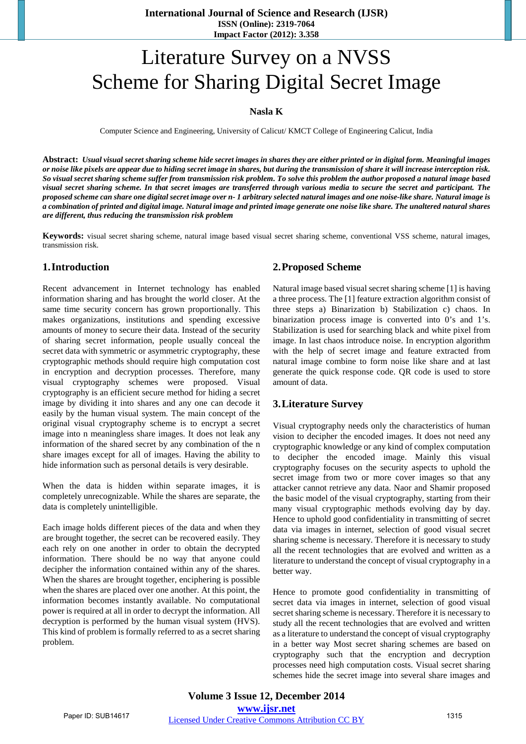# Literature Survey on a NVSS Scheme for Sharing Digital Secret Image

**Nasla K**

Computer Science and Engineering, University of Calicut/ KMCT College of Engineering Calicut, India

**Abstract:** ***Usual visual secret sharing scheme hide secret images in shares they are either printed or in digital form. Meaningful images or noise like pixels are appear due to hiding secret image in shares, but during the transmission of share it will increase interception risk. So visual secret sharing scheme suffer from transmission risk problem. To solve this problem the author proposed a natural image based visual secret sharing scheme. In that secret images are transferred through various media to secure the secret and participant. The proposed scheme can share one digital secret image over n- 1 arbitrary selected natural images and one noise-like share. Natural image is a combination of printed and digital image. Natural image and printed image generate one noise like share. The unaltered natural shares are different, thus reducing the transmission risk problem***

**Keywords:** visual secret sharing scheme, natural image based visual secret sharing scheme, conventional VSS scheme, natural images, transmission risk.

## 1. Introduction

Recent advancement in Internet technology has enabled information sharing and has brought the world closer. At the same time security concern has grown proportionally. This makes organizations, institutions and spending excessive amounts of money to secure their data. Instead of the security of sharing secret information, people usually conceal the secret data with symmetric or asymmetric cryptography, these cryptographic methods should require high computation cost in encryption and decryption processes. Therefore, many visual cryptography schemes were proposed. Visual cryptography is an efficient secure method for hiding a secret image by dividing it into shares and any one can decode it easily by the human visual system. The main concept of the original visual cryptography scheme is to encrypt a secret image into n meaningless share images. It does not leak any information of the shared secret by any combination of the n share images except for all of images. Having the ability to hide information such as personal details is very desirable.

When the data is hidden within separate images, it is completely unrecognizable. While the shares are separate, the data is completely unintelligible.

Each image holds different pieces of the data and when they are brought together, the secret can be recovered easily. They each rely on one another in order to obtain the decrypted information. There should be no way that anyone could decipher the information contained within any of the shares. When the shares are brought together, enciphering is possible when the shares are placed over one another. At this point, the information becomes instantly available. No computational power is required at all in order to decrypt the information. All decryption is performed by the human visual system (HVS). This kind of problem is formally referred to as a secret sharing problem.

## 2. Proposed Scheme

Natural image based visual secret sharing scheme [1] is having a three process. The [1] feature extraction algorithm consist of three steps a) Binarization b) Stabilization c) chaos. In binarization process image is converted into 0's and 1's. Stabilization is used for searching black and white pixel from image. In last chaos introduce noise. In encryption algorithm with the help of secret image and feature extracted from natural image combine to form noise like share and at last generate the quick response code. QR code is used to store amount of data.

## 3. Literature Survey

Visual cryptography needs only the characteristics of human vision to decipher the encoded images. It does not need any cryptographic knowledge or any kind of complex computation to decipher the encoded image. Mainly this visual cryptography focuses on the security aspects to uphold the secret image from two or more cover images so that any attacker cannot retrieve any data. Naor and Shamir proposed the basic model of the visual cryptography, starting from their many visual cryptographic methods evolving day by day. Hence to uphold good confidentiality in transmitting of secret data via images in internet, selection of good visual secret sharing scheme is necessary. Therefore it is necessary to study all the recent technologies that are evolved and written as a literature to understand the concept of visual cryptography in a better way.

Hence to promote good confidentiality in transmitting of secret data via images in internet, selection of good visual secret sharing scheme is necessary. Therefore it is necessary to study all the recent technologies that are evolved and written as a literature to understand the concept of visual cryptography in a better way Most secret sharing schemes are based on cryptography such that the encryption and decryption processes need high computation costs. Visual secret sharing schemes hide the secret image into several share images and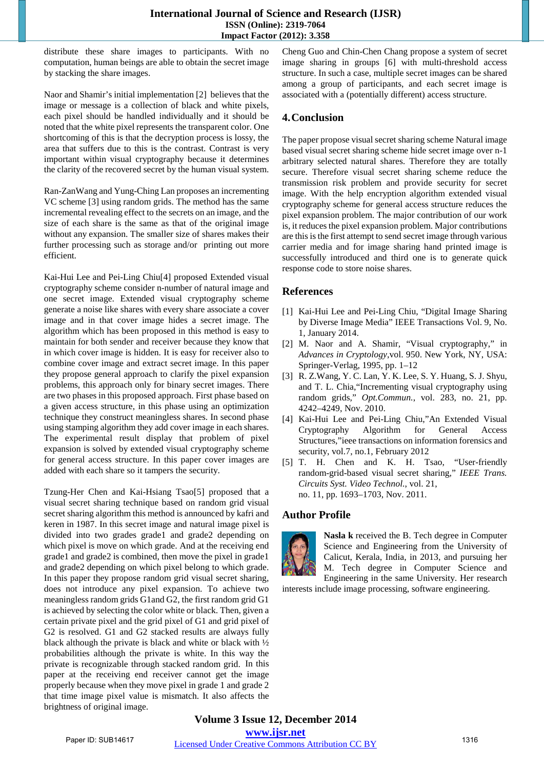distribute these share images to participants. With no computation, human beings are able to obtain the secret image by stacking the share images.

Naor and Shamir's initial implementation [2] believes that the image or message is a collection of black and white pixels, each pixel should be handled individually and it should be noted that the white pixel represents the transparent color. One shortcoming of this is that the decryption process is lossy, the area that suffers due to this is the contrast. Contrast is very important within visual cryptography because it determines the clarity of the recovered secret by the human visual system.

Ran-ZanWang and Yung-Ching Lan proposes an incrementing VC scheme [3] using random grids. The method has the same incremental revealing effect to the secrets on an image, and the size of each share is the same as that of the original image without any expansion. The smaller size of shares makes their further processing such as storage and/or printing out more efficient.

Kai-Hui Lee and Pei-Ling Chiu[4] proposed Extended visual cryptography scheme consider n-number of natural image and one secret image. Extended visual cryptography scheme generate a noise like shares with every share associate a cover image and in that cover image hides a secret image. The algorithm which has been proposed in this method is easy to maintain for both sender and receiver because they know that in which cover image is hidden. It is easy for receiver also to combine cover image and extract secret image. In this paper they propose general approach to clarify the pixel expansion problems, this approach only for binary secret images. There are two phases in this proposed approach. First phase based on a given access structure, in this phase using an optimization technique they construct meaningless shares. In second phase using stamping algorithm they add cover image in each shares. The experimental result display that problem of pixel expansion is solved by extended visual cryptography scheme for general access structure. In this paper cover images are added with each share so it tampers the security.

Tzung-Her Chen and Kai-Hsiang Tsao[5] proposed that a visual secret sharing technique based on random grid visual secret sharing algorithm this method is announced by kafri and keren in 1987. In this secret image and natural image pixel is divided into two grades grade1 and grade2 depending on which pixel is move on which grade. And at the receiving end grade1 and grade2 is combined, then move the pixel in grade1 and grade2 depending on which pixel belong to which grade. In this paper they propose random grid visual secret sharing, does not introduce any pixel expansion. To achieve two meaningless random grids G1and G2, the first random grid G1 is achieved by selecting the color white or black. Then, given a certain private pixel and the grid pixel of G1 and grid pixel of G2 is resolved. G1 and G2 stacked results are always fully black although the private is black and white or black with ½ probabilities although the private is white. In this way the private is recognizable through stacked random grid. In this paper at the receiving end receiver cannot get the image properly because when they move pixel in grade 1 and grade 2 that time image pixel value is mismatch. It also affects the brightness of original image.

Cheng Guo and Chin-Chen Chang propose a system of secret image sharing in groups [6] with multi-threshold access structure. In such a case, multiple secret images can be shared among a group of participants, and each secret image is associated with a (potentially different) access structure.

## 4. Conclusion

The paper propose visual secret sharing scheme Natural image based visual secret sharing scheme hide secret image over n-1 arbitrary selected natural shares. Therefore they are totally secure. Therefore visual secret sharing scheme reduce the transmission risk problem and provide security for secret image. With the help encryption algorithm extended visual cryptography scheme for general access structure reduces the pixel expansion problem. The major contribution of our work is, it reduces the pixel expansion problem. Major contributions are this is the first attempt to send secret image through various carrier media and for image sharing hand printed image is successfully introduced and third one is to generate quick response code to store noise shares.

## References

[1] Kai-Hui Lee and Pei-Ling Chiu, "Digital Image Sharing by Diverse Image Media" IEEE Transactions Vol. 9, No. 1, January 2014.

[2] M. Naor and A. Shamir, "Visual cryptography," in *Advances in Cryptology*,vol. 950. New York, NY, USA: Springer-Verlag, 1995, pp. 1–12

[3] R. Z.Wang, Y. C. Lan, Y. K. Lee, S. Y. Huang, S. J. Shyu, and T. L. Chia,"Incrementing visual cryptography using random grids," *Opt.Commun.*, vol. 283, no. 21, pp. 4242–4249, Nov. 2010.

[4] Kai-Hui Lee and Pei-Ling Chiu,"An Extended Visual Cryptography Algorithm for General Access Structures,"ieee transactions on information forensics and security, vol.7, no.1, February 2012

[5] T. H. Chen and K. H. Tsao, "User-friendly random-grid-based visual secret sharing," *IEEE Trans. Circuits Syst. Video Technol.*, vol. 21, no. 11, pp. 1693–1703, Nov. 2011.

## Author Profile

**Nasla k** received the B. Tech degree in Computer Science and Engineering from the University of Calicut, Kerala, India, in 2013, and pursuing her M. Tech degree in Computer Science and Engineering in the same University. Her research interests include image processing, software engineering.